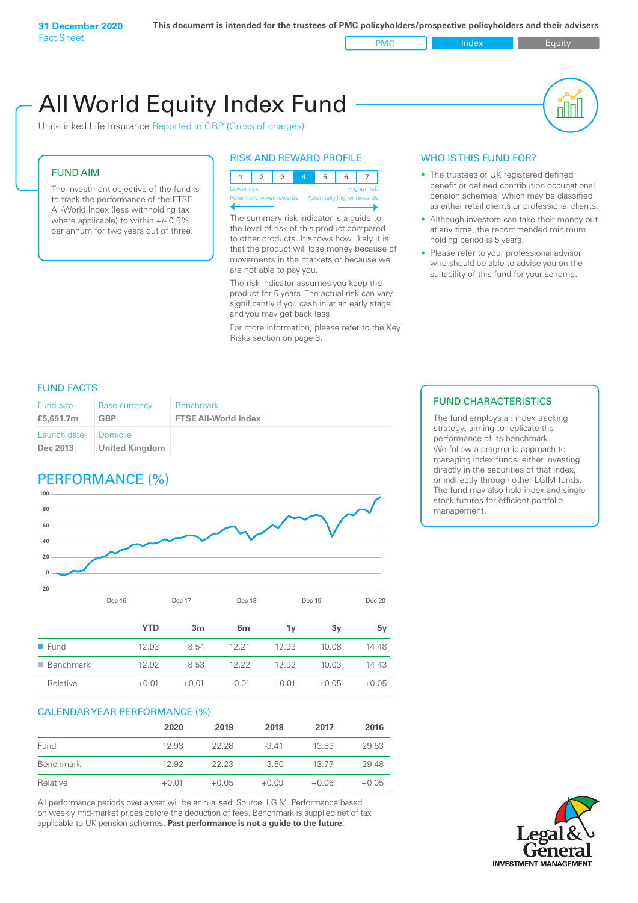**31 December 2020**
Fact Sheet

**This document is intended for the trustees of PMC policyholders/prospective policyholders and their advisers**

PMC | Index | Equity

# All World Equity Index Fund

Unit-Linked Life Insurance Reported in GBP (Gross of charges)

## FUND AIM

The investment objective of the fund is to track the performance of the FTSE All-World Index (less withholding tax where applicable) to within +/- 0.5% per annum for two years out of three.

## RISK AND REWARD PROFILE

| 1 | 2 | 3 | 4 | 5 | 6 | 7 |
|---|---|---|---|---|---|---|

Lower risk — Potentially lower rewards | Higher risk — Potentially higher rewards

The summary risk indicator is a guide to the level of risk of this product compared to other products. It shows how likely it is that the product will lose money because of movements in the markets or because we are not able to pay you.

The risk indicator assumes you keep the product for 5 years. The actual risk can vary significantly if you cash in at an early stage and you may get back less.

For more information, please refer to the Key Risks section on page 3.

## WHO IS THIS FUND FOR?

- The trustees of UK registered defined benefit or defined contribution occupational pension schemes, which may be classified as either retail clients or professional clients.
- Although investors can take their money out at any time, the recommended minimum holding period is 5 years.
- Please refer to your professional advisor who should be able to advise you on the suitability of this fund for your scheme.

## FUND FACTS

| Fund size | Base currency | Benchmark |
|---|---|---|
| **£5,651.7m** | **GBP** | **FTSE All-World Index** |
| **Launch date** | **Domicile** | |
| **Dec 2013** | **United Kingdom** | |

## FUND CHARACTERISTICS

The fund employs an index tracking strategy, aiming to replicate the performance of its benchmark. We follow a pragmatic approach to managing index funds, either investing directly in the securities of that index, or indirectly through other LGIM funds. The fund may also hold index and single stock futures for efficient portfolio management.

## PERFORMANCE (%)

| | YTD | 3m | 6m | 1y | 3y | 5y |
|---|---|---|---|---|---|---|
| Fund | 12.93 | 8.54 | 12.21 | 12.93 | 10.08 | 14.48 |
| Benchmark | 12.92 | 8.53 | 12.22 | 12.92 | 10.03 | 14.43 |
| Relative | +0.01 | +0.01 | -0.01 | +0.01 | +0.05 | +0.05 |

## CALENDAR YEAR PERFORMANCE (%)

| | 2020 | 2019 | 2018 | 2017 | 2016 |
|---|---|---|---|---|---|
| Fund | 12.93 | 22.28 | -3.41 | 13.83 | 29.53 |
| Benchmark | 12.92 | 22.23 | -3.50 | 13.77 | 29.48 |
| Relative | +0.01 | +0.05 | +0.09 | +0.06 | +0.05 |

All performance periods over a year will be annualised. Source: LGIM. Performance based on weekly mid-market prices before the deduction of fees. Benchmark is supplied net of tax applicable to UK pension schemes. **Past performance is not a guide to the future.**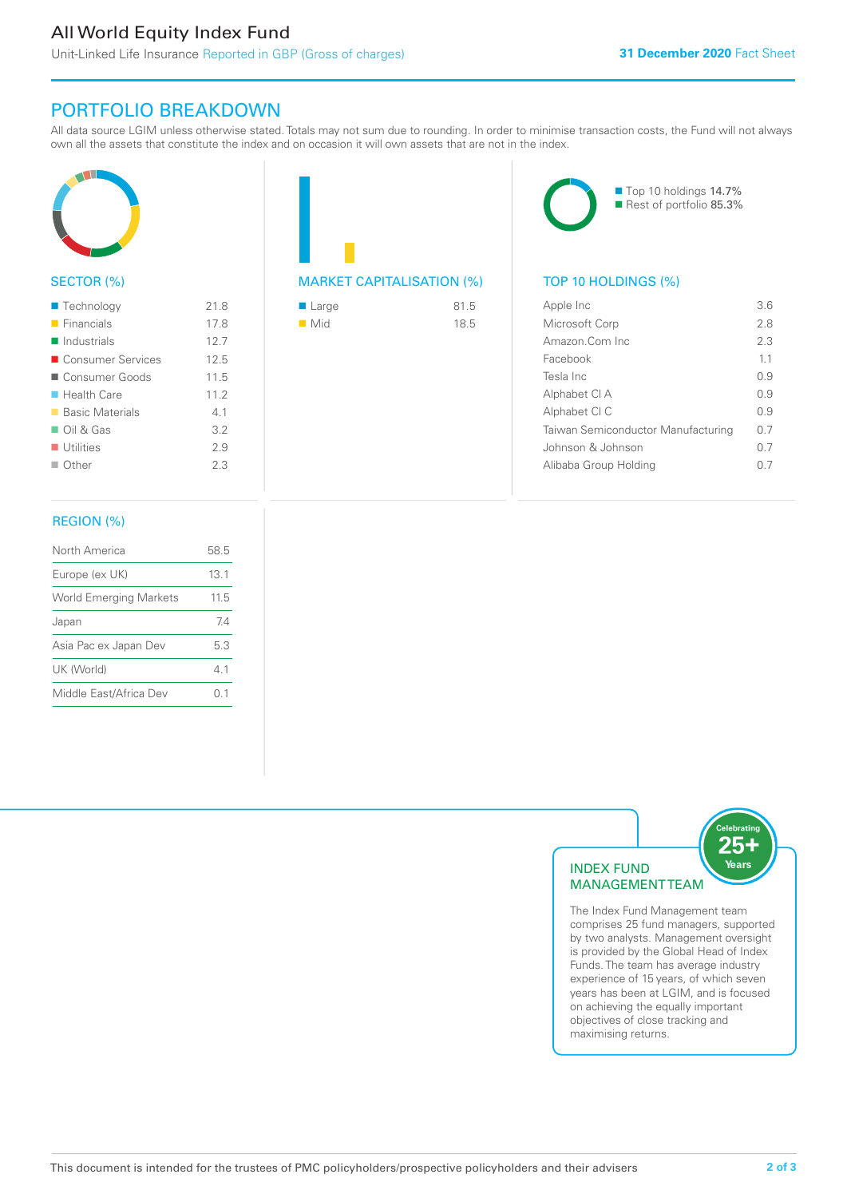# All World Equity Index Fund

Unit-Linked Life Insurance Reported in GBP (Gross of charges)

**31 December 2020** Fact Sheet

## PORTFOLIO BREAKDOWN

All data source LGIM unless otherwise stated. Totals may not sum due to rounding. In order to minimise transaction costs, the Fund will not always own all the assets that constitute the index and on occasion it will own assets that are not in the index.

### SECTOR (%)

| Sector | % |
|---|---|
| Technology | 21.8 |
| Financials | 17.8 |
| Industrials | 12.7 |
| Consumer Services | 12.5 |
| Consumer Goods | 11.5 |
| Health Care | 11.2 |
| Basic Materials | 4.1 |
| Oil & Gas | 3.2 |
| Utilities | 2.9 |
| Other | 2.3 |

### MARKET CAPITALISATION (%)

| Market Cap | % |
|---|---|
| Large | 81.5 |
| Mid | 18.5 |

- Top 10 holdings 14.7%
- Rest of portfolio 85.3%

### TOP 10 HOLDINGS (%)

| Holding | % |
|---|---|
| Apple Inc | 3.6 |
| Microsoft Corp | 2.8 |
| Amazon.Com Inc | 2.3 |
| Facebook | 1.1 |
| Tesla Inc | 0.9 |
| Alphabet Cl A | 0.9 |
| Alphabet Cl C | 0.9 |
| Taiwan Semiconductor Manufacturing | 0.7 |
| Johnson & Johnson | 0.7 |
| Alibaba Group Holding | 0.7 |

### REGION (%)

| Region | % |
|---|---|
| North America | 58.5 |
| Europe (ex UK) | 13.1 |
| World Emerging Markets | 11.5 |
| Japan | 7.4 |
| Asia Pac ex Japan Dev | 5.3 |
| UK (World) | 4.1 |
| Middle East/Africa Dev | 0.1 |

### INDEX FUND MANAGEMENT TEAM

Celebrating 25+ Years

The Index Fund Management team comprises 25 fund managers, supported by two analysts. Management oversight is provided by the Global Head of Index Funds. The team has average industry experience of 15 years, of which seven years has been at LGIM, and is focused on achieving the equally important objectives of close tracking and maximising returns.

This document is intended for the trustees of PMC policyholders/prospective policyholders and their advisers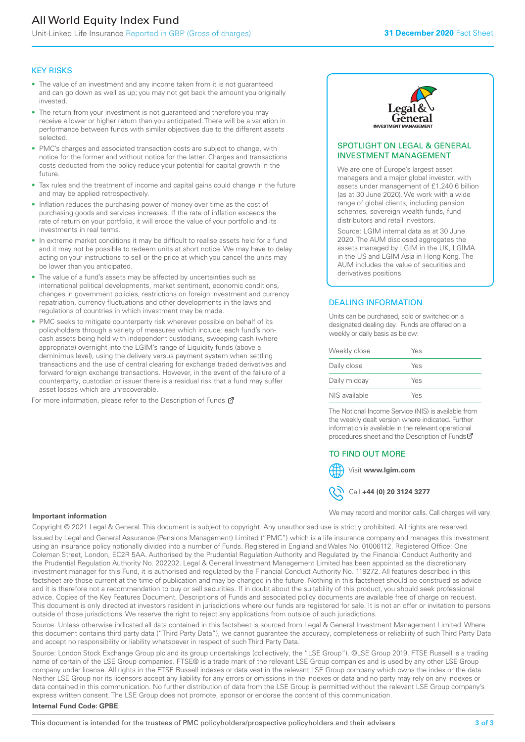## KEY RISKS

- The value of an investment and any income taken from it is not guaranteed and can go down as well as up; you may not get back the amount you originally invested.
- The return from your investment is not guaranteed and therefore you may receive a lower or higher return than you anticipated. There will be a variation in performance between funds with similar objectives due to the different assets selected.
- PMC's charges and associated transaction costs are subject to change, with notice for the former and without notice for the latter. Charges and transactions costs deducted from the policy reduce your potential for capital growth in the future.
- Tax rules and the treatment of income and capital gains could change in the future and may be applied retrospectively.
- Inflation reduces the purchasing power of money over time as the cost of purchasing goods and services increases. If the rate of inflation exceeds the rate of return on your portfolio, it will erode the value of your portfolio and its investments in real terms.
- In extreme market conditions it may be difficult to realise assets held for a fund and it may not be possible to redeem units at short notice. We may have to delay acting on your instructions to sell or the price at which you cancel the units may be lower than you anticipated.
- The value of a fund's assets may be affected by uncertainties such as international political developments, market sentiment, economic conditions, changes in government policies, restrictions on foreign investment and currency repatriation, currency fluctuations and other developments in the laws and regulations of countries in which investment may be made.
- PMC seeks to mitigate counterparty risk wherever possible on behalf of its policyholders through a variety of measures which include: each fund's non-cash assets being held with independent custodians, sweeping cash (where appropriate) overnight into the LGIM's range of Liquidity funds (above a deminimus level), using the delivery versus payment system when settling transactions and the use of central clearing for exchange traded derivatives and forward foreign exchange transactions. However, in the event of the failure of a counterparty, custodian or issuer there is a residual risk that a fund may suffer asset losses which are unrecoverable.

For more information, please refer to the Description of Funds

## SPOTLIGHT ON LEGAL & GENERAL INVESTMENT MANAGEMENT

We are one of Europe's largest asset managers and a major global investor, with assets under management of £1,240.6 billion (as at 30 June 2020). We work with a wide range of global clients, including pension schemes, sovereign wealth funds, fund distributors and retail investors.

Source: LGIM internal data as at 30 June 2020. The AUM disclosed aggregates the assets managed by LGIM in the UK, LGIMA in the US and LGIM Asia in Hong Kong. The AUM includes the value of securities and derivatives positions.

## DEALING INFORMATION

Units can be purchased, sold or switched on a designated dealing day. Funds are offered on a weekly or daily basis as below:

| | |
|---|---|
| Weekly close | Yes |
| Daily close | Yes |
| Daily midday | Yes |
| NIS available | Yes |

The Notional Income Service (NIS) is available from the weekly dealt version where indicated. Further information is available in the relevant operational procedures sheet and the Description of Funds

## TO FIND OUT MORE

Visit **www.lgim.com**

Call **+44 (0) 20 3124 3277**

We may record and monitor calls. Call charges will vary.

**Important information**

Copyright © 2021 Legal & General. This document is subject to copyright. Any unauthorised use is strictly prohibited. All rights are reserved.

Issued by Legal and General Assurance (Pensions Management) Limited ("PMC") which is a life insurance company and manages this investment using an insurance policy notionally divided into a number of Funds. Registered in England and Wales No. 01006112. Registered Office: One Coleman Street, London, EC2R 5AA. Authorised by the Prudential Regulation Authority and Regulated by the Financial Conduct Authority and the Prudential Regulation Authority No. 202202. Legal & General Investment Management Limited has been appointed as the discretionary investment manager for this Fund, it is authorised and regulated by the Financial Conduct Authority No. 119272. All features described in this factsheet are those current at the time of publication and may be changed in the future. Nothing in this factsheet should be construed as advice and it is therefore not a recommendation to buy or sell securities. If in doubt about the suitability of this product, you should seek professional advice. Copies of the Key Features Document, Descriptions of Funds and associated policy documents are available free of charge on request. This document is only directed at investors resident in jurisdictions where our funds are registered for sale. It is not an offer or invitation to persons outside of those jurisdictions. We reserve the right to reject any applications from outside of such jurisdictions.

Source: Unless otherwise indicated all data contained in this factsheet is sourced from Legal & General Investment Management Limited. Where this document contains third party data ("Third Party Data"), we cannot guarantee the accuracy, completeness or reliability of such Third Party Data and accept no responsibility or liability whatsoever in respect of such Third Party Data.

Source: London Stock Exchange Group plc and its group undertakings (collectively, the "LSE Group"). ©LSE Group 2019. FTSE Russell is a trading name of certain of the LSE Group companies. FTSE® is a trade mark of the relevant LSE Group companies and is used by any other LSE Group company under license. All rights in the FTSE Russell indexes or data vest in the relevant LSE Group company which owns the index or the data. Neither LSE Group nor its licensors accept any liability for any errors or omissions in the indexes or data and no party may rely on any indexes or data contained in this communication. No further distribution of data from the LSE Group is permitted without the relevant LSE Group company's express written consent. The LSE Group does not promote, sponsor or endorse the content of this communication.

**Internal Fund Code: GPBE**

This document is intended for the trustees of PMC policyholders/prospective policyholders and their advisers